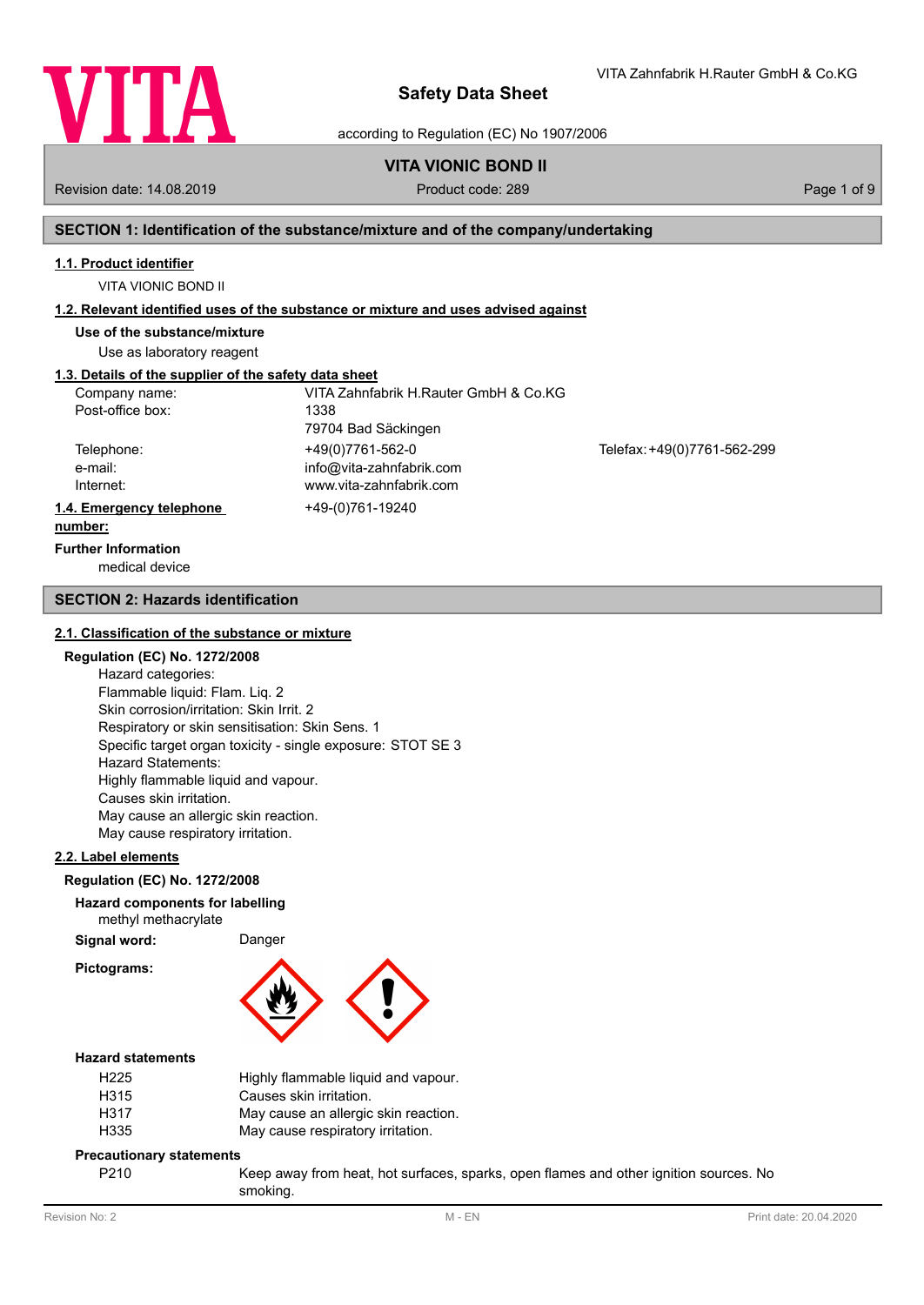# Safety Data Sheet

according to Regulation (EC) No 1907/2006

VITA Zahnfabrik H.Rauter GmbH & Co.KG

## VITA VIONIC BOND II

Revision date: 14.08.2019 | Product code: 289

## SECTION 1: Identification of the substance/mixture and of the company/undertaking

### 1.1. Product identifier

VITA VIONIC BOND II

### 1.2. Relevant identified uses of the substance or mixture and uses advised against

**Use of the substance/mixture**

Use as laboratory reagent

### 1.3. Details of the supplier of the safety data sheet

| | | |
|---|---|---|
| Company name: | VITA Zahnfabrik H.Rauter GmbH & Co.KG | |
| Post-office box: | 1338 | |
| | 79704 Bad Säckingen | |
| Telephone: | +49(0)7761-562-0 | Telefax: +49(0)7761-562-299 |
| e-mail: | info@vita-zahnfabrik.com | |
| Internet: | www.vita-zahnfabrik.com | |

### 1.4. Emergency telephone number:

+49-(0)761-19240

**Further Information**

medical device

## SECTION 2: Hazards identification

### 2.1. Classification of the substance or mixture

**Regulation (EC) No. 1272/2008**

Hazard categories:
Flammable liquid: Flam. Liq. 2
Skin corrosion/irritation: Skin Irrit. 2
Respiratory or skin sensitisation: Skin Sens. 1
Specific target organ toxicity - single exposure: STOT SE 3
Hazard Statements:
Highly flammable liquid and vapour.
Causes skin irritation.
May cause an allergic skin reaction.
May cause respiratory irritation.

### 2.2. Label elements

**Regulation (EC) No. 1272/2008**

**Hazard components for labelling**

methyl methacrylate

**Signal word:** Danger

**Pictograms:**

**Hazard statements**

| | |
|---|---|
| H225 | Highly flammable liquid and vapour. |
| H315 | Causes skin irritation. |
| H317 | May cause an allergic skin reaction. |
| H335 | May cause respiratory irritation. |

**Precautionary statements**

| | |
|---|---|
| P210 | Keep away from heat, hot surfaces, sparks, open flames and other ignition sources. No smoking. |

Revision No: 2 | M - EN | Print date: 20.04.2020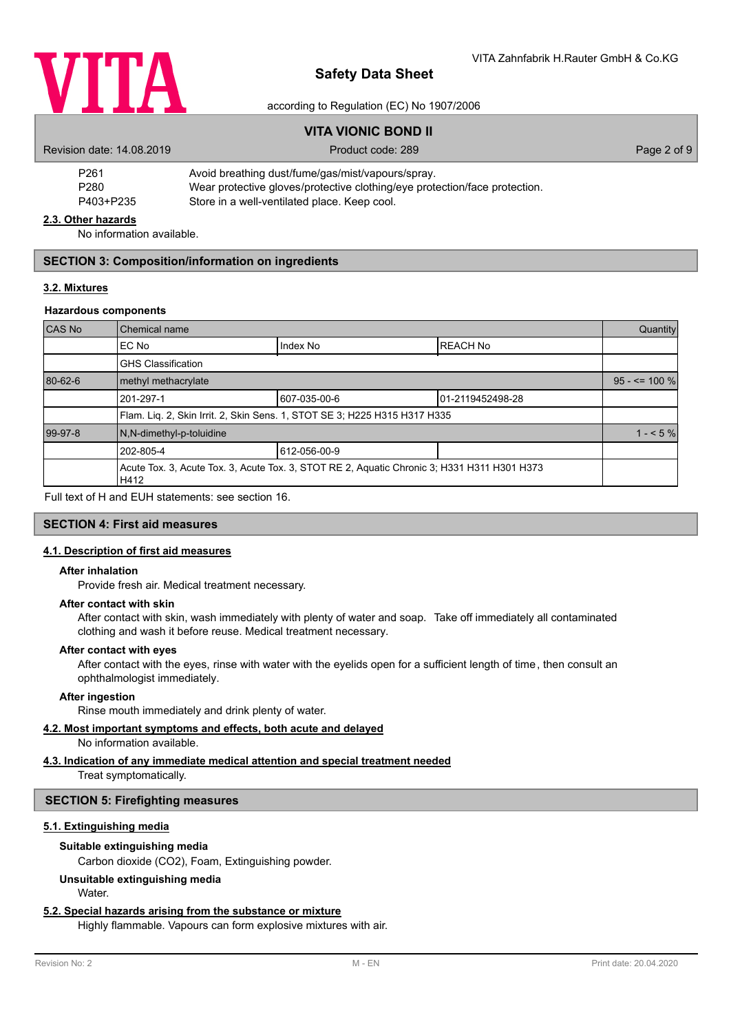| | |
|---|---|
| P261 | Avoid breathing dust/fume/gas/mist/vapours/spray. |
| P280 | Wear protective gloves/protective clothing/eye protection/face protection. |
| P403+P235 | Store in a well-ventilated place. Keep cool. |

### 2.3. Other hazards

No information available.

## SECTION 3: Composition/information on ingredients

### 3.2. Mixtures

**Hazardous components**

| CAS No | Chemical name | | | Quantity |
|---|---|---|---|---|
| | EC No | Index No | REACH No | |
| | GHS Classification | | | |
| 80-62-6 | methyl methacrylate | | | 95 - <= 100 % |
| | 201-297-1 | 607-035-00-6 | 01-2119452498-28 | |
| | Flam. Liq. 2, Skin Irrit. 2, Skin Sens. 1, STOT SE 3; H225 H315 H317 H335 | | | |
| 99-97-8 | N,N-dimethyl-p-toluidine | | | 1 - < 5 % |
| | 202-805-4 | 612-056-00-9 | | |
| | Acute Tox. 3, Acute Tox. 3, Acute Tox. 3, STOT RE 2, Aquatic Chronic 3; H331 H311 H301 H373 H412 | | | |

Full text of H and EUH statements: see section 16.

## SECTION 4: First aid measures

### 4.1. Description of first aid measures

**After inhalation**

Provide fresh air. Medical treatment necessary.

**After contact with skin**

After contact with skin, wash immediately with plenty of water and soap. Take off immediately all contaminated clothing and wash it before reuse. Medical treatment necessary.

**After contact with eyes**

After contact with the eyes, rinse with water with the eyelids open for a sufficient length of time, then consult an ophthalmologist immediately.

**After ingestion**

Rinse mouth immediately and drink plenty of water.

### 4.2. Most important symptoms and effects, both acute and delayed

No information available.

### 4.3. Indication of any immediate medical attention and special treatment needed

Treat symptomatically.

## SECTION 5: Firefighting measures

### 5.1. Extinguishing media

**Suitable extinguishing media**

Carbon dioxide ($CO_2$), Foam, Extinguishing powder.

**Unsuitable extinguishing media**

Water.

### 5.2. Special hazards arising from the substance or mixture

Highly flammable. Vapours can form explosive mixtures with air.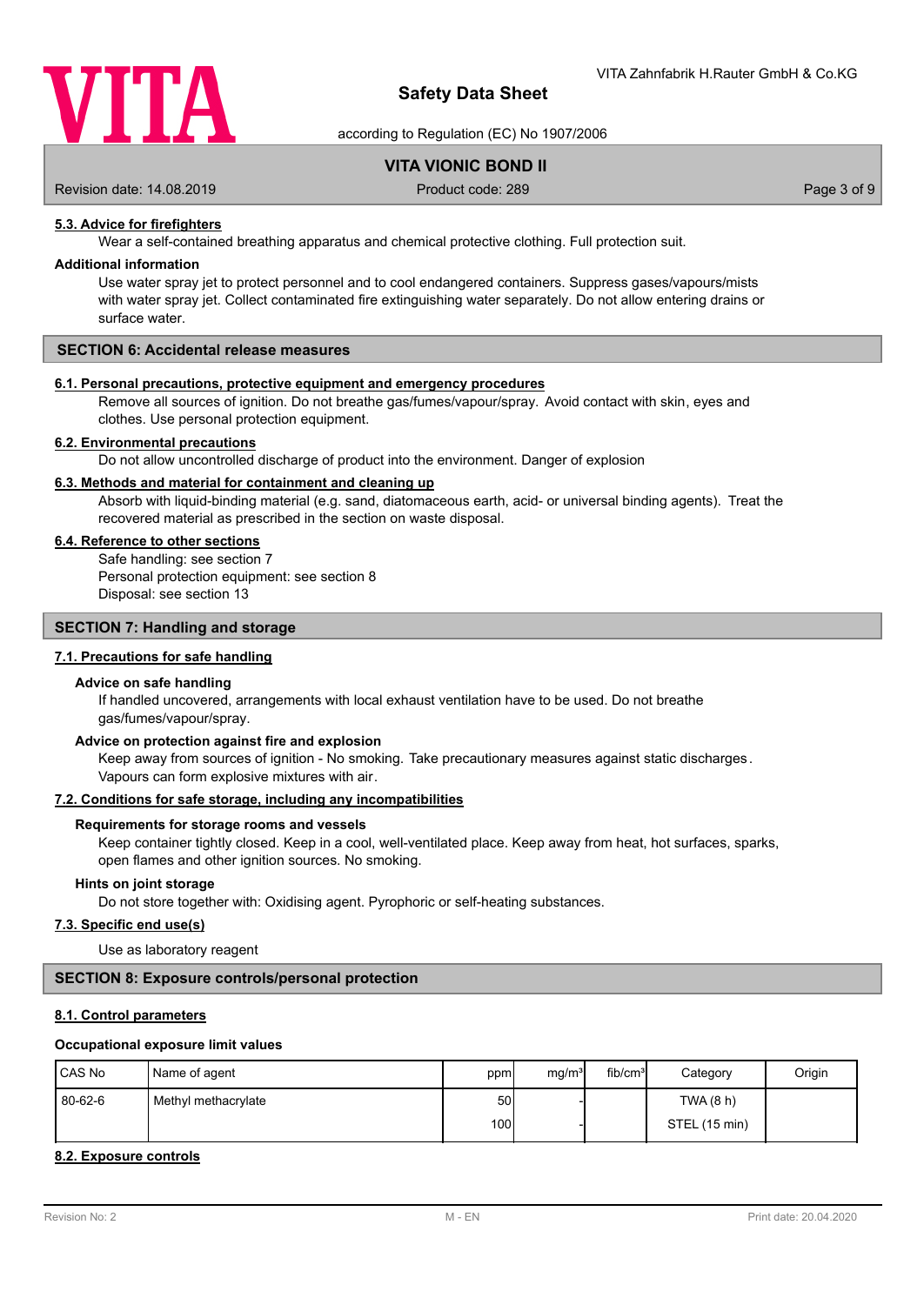### 5.3. Advice for firefighters

Wear a self-contained breathing apparatus and chemical protective clothing. Full protection suit.

#### Additional information

Use water spray jet to protect personnel and to cool endangered containers. Suppress gases/vapours/mists with water spray jet. Collect contaminated fire extinguishing water separately. Do not allow entering drains or surface water.

## SECTION 6: Accidental release measures

### 6.1. Personal precautions, protective equipment and emergency procedures

Remove all sources of ignition. Do not breathe gas/fumes/vapour/spray. Avoid contact with skin, eyes and clothes. Use personal protection equipment.

### 6.2. Environmental precautions

Do not allow uncontrolled discharge of product into the environment. Danger of explosion

### 6.3. Methods and material for containment and cleaning up

Absorb with liquid-binding material (e.g. sand, diatomaceous earth, acid- or universal binding agents). Treat the recovered material as prescribed in the section on waste disposal.

### 6.4. Reference to other sections

Safe handling: see section 7
Personal protection equipment: see section 8
Disposal: see section 13

## SECTION 7: Handling and storage

### 7.1. Precautions for safe handling

#### Advice on safe handling

If handled uncovered, arrangements with local exhaust ventilation have to be used. Do not breathe gas/fumes/vapour/spray.

#### Advice on protection against fire and explosion

Keep away from sources of ignition - No smoking. Take precautionary measures against static discharges. Vapours can form explosive mixtures with air.

### 7.2. Conditions for safe storage, including any incompatibilities

#### Requirements for storage rooms and vessels

Keep container tightly closed. Keep in a cool, well-ventilated place. Keep away from heat, hot surfaces, sparks, open flames and other ignition sources. No smoking.

#### Hints on joint storage

Do not store together with: Oxidising agent. Pyrophoric or self-heating substances.

### 7.3. Specific end use(s)

Use as laboratory reagent

## SECTION 8: Exposure controls/personal protection

### 8.1. Control parameters

#### Occupational exposure limit values

| CAS No | Name of agent | ppm | mg/m³ | fib/cm³ | Category | Origin |
|---|---|---|---|---|---|---|
| 80-62-6 | Methyl methacrylate | 50 | - | | TWA (8 h) | |
| | | 100 | - | | STEL (15 min) | |

### 8.2. Exposure controls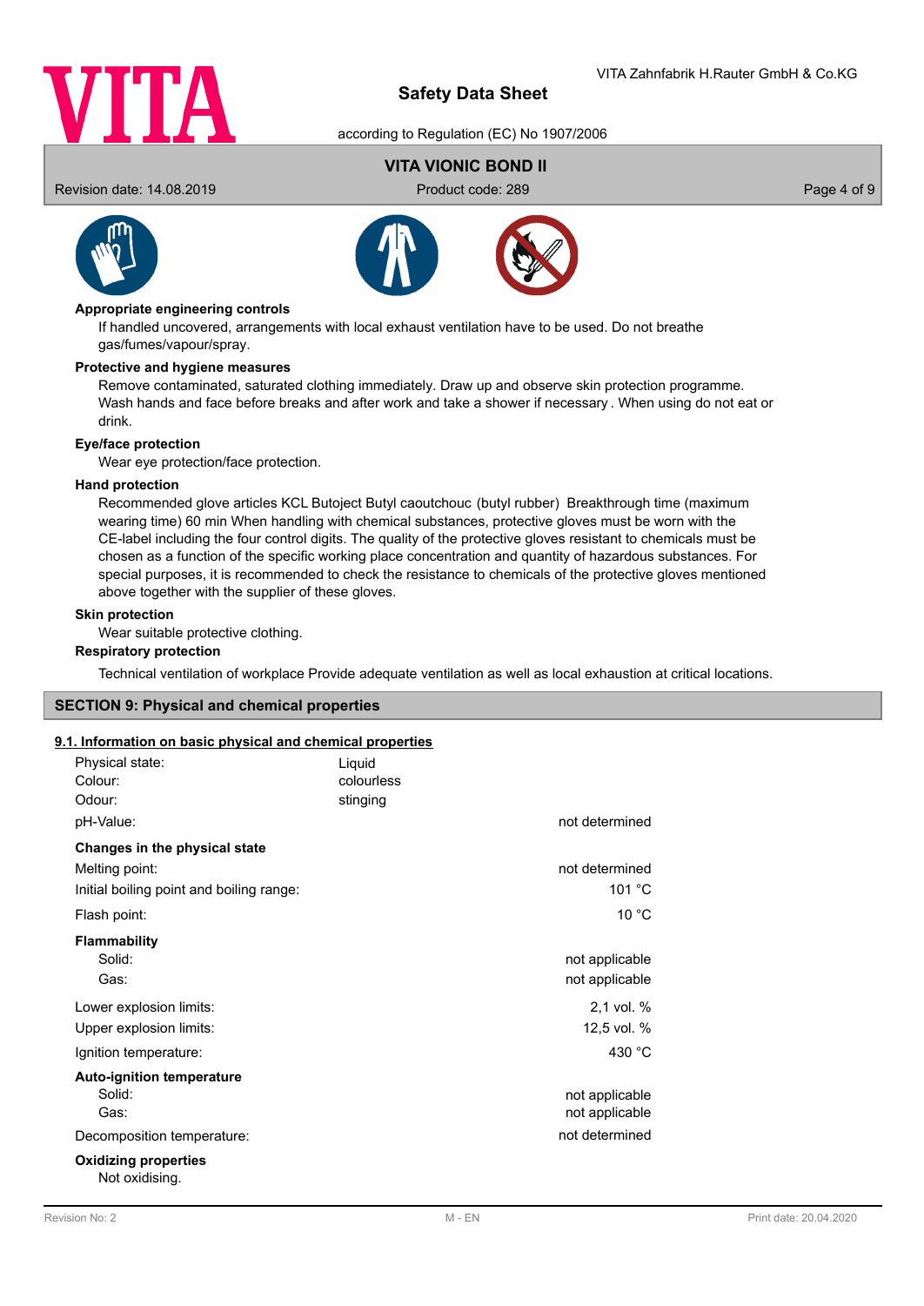**Appropriate engineering controls**

If handled uncovered, arrangements with local exhaust ventilation have to be used. Do not breathe gas/fumes/vapour/spray.

**Protective and hygiene measures**

Remove contaminated, saturated clothing immediately. Draw up and observe skin protection programme. Wash hands and face before breaks and after work and take a shower if necessary . When using do not eat or drink.

**Eye/face protection**

Wear eye protection/face protection.

**Hand protection**

Recommended glove articles KCL Butoject Butyl caoutchouc (butyl rubber) Breakthrough time (maximum wearing time) 60 min When handling with chemical substances, protective gloves must be worn with the CE-label including the four control digits. The quality of the protective gloves resistant to chemicals must be chosen as a function of the specific working place concentration and quantity of hazardous substances. For special purposes, it is recommended to check the resistance to chemicals of the protective gloves mentioned above together with the supplier of these gloves.

**Skin protection**

Wear suitable protective clothing.

**Respiratory protection**

Technical ventilation of workplace Provide adequate ventilation as well as local exhaustion at critical locations.

## SECTION 9: Physical and chemical properties

### 9.1. Information on basic physical and chemical properties

| | | |
|---|---|---|
| Physical state: | Liquid | |
| Colour: | colourless | |
| Odour: | stinging | |
| pH-Value: | | not determined |
| **Changes in the physical state** | | |
| Melting point: | | not determined |
| Initial boiling point and boiling range: | | 101 °C |
| Flash point: | | 10 °C |
| **Flammability** | | |
| Solid: | | not applicable |
| Gas: | | not applicable |
| Lower explosion limits: | | 2,1 vol. % |
| Upper explosion limits: | | 12,5 vol. % |
| Ignition temperature: | | 430 °C |
| **Auto-ignition temperature** | | |
| Solid: | | not applicable |
| Gas: | | not applicable |
| Decomposition temperature: | | not determined |

**Oxidizing properties**

Not oxidising.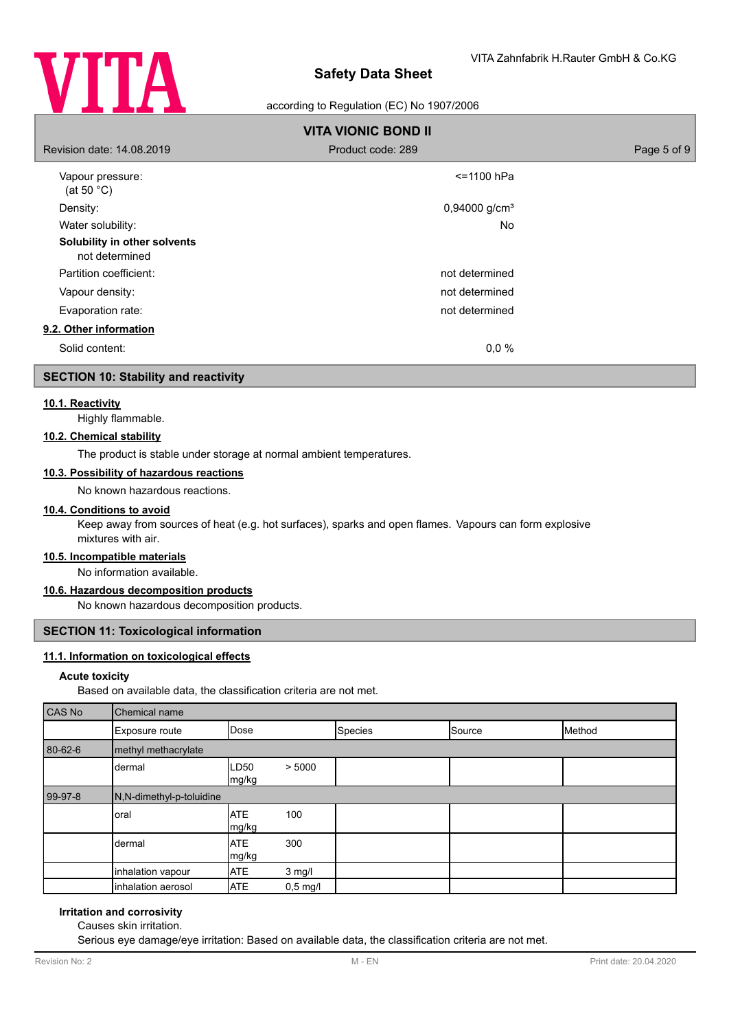| | |
|---|---|
| Vapour pressure: (at 50 °C) | <=1100 hPa |
| Density: | 0,94000 g/cm³ |
| Water solubility: | No |

**Solubility in other solvents**

not determined

| | |
|---|---|
| Partition coefficient: | not determined |
| Vapour density: | not determined |
| Evaporation rate: | not determined |

**9.2. Other information**

| | |
|---|---|
| Solid content: | 0,0 % |

## SECTION 10: Stability and reactivity

**10.1. Reactivity**

Highly flammable.

**10.2. Chemical stability**

The product is stable under storage at normal ambient temperatures.

**10.3. Possibility of hazardous reactions**

No known hazardous reactions.

**10.4. Conditions to avoid**

Keep away from sources of heat (e.g. hot surfaces), sparks and open flames. Vapours can form explosive mixtures with air.

**10.5. Incompatible materials**

No information available.

**10.6. Hazardous decomposition products**

No known hazardous decomposition products.

## SECTION 11: Toxicological information

**11.1. Information on toxicological effects**

**Acute toxicity**

Based on available data, the classification criteria are not met.

| CAS No | Chemical name | | | | |
|---|---|---|---|---|---|
| | Exposure route | Dose | Species | Source | Method |
| 80-62-6 | methyl methacrylate | | | | |
| | dermal | LD50 > 5000 mg/kg | | | |
| 99-97-8 | N,N-dimethyl-p-toluidine | | | | |
| | oral | ATE 100 mg/kg | | | |
| | dermal | ATE 300 mg/kg | | | |
| | inhalation vapour | ATE 3 mg/l | | | |
| | inhalation aerosol | ATE 0,5 mg/l | | | |

**Irritation and corrosivity**

Causes skin irritation.

Serious eye damage/eye irritation: Based on available data, the classification criteria are not met.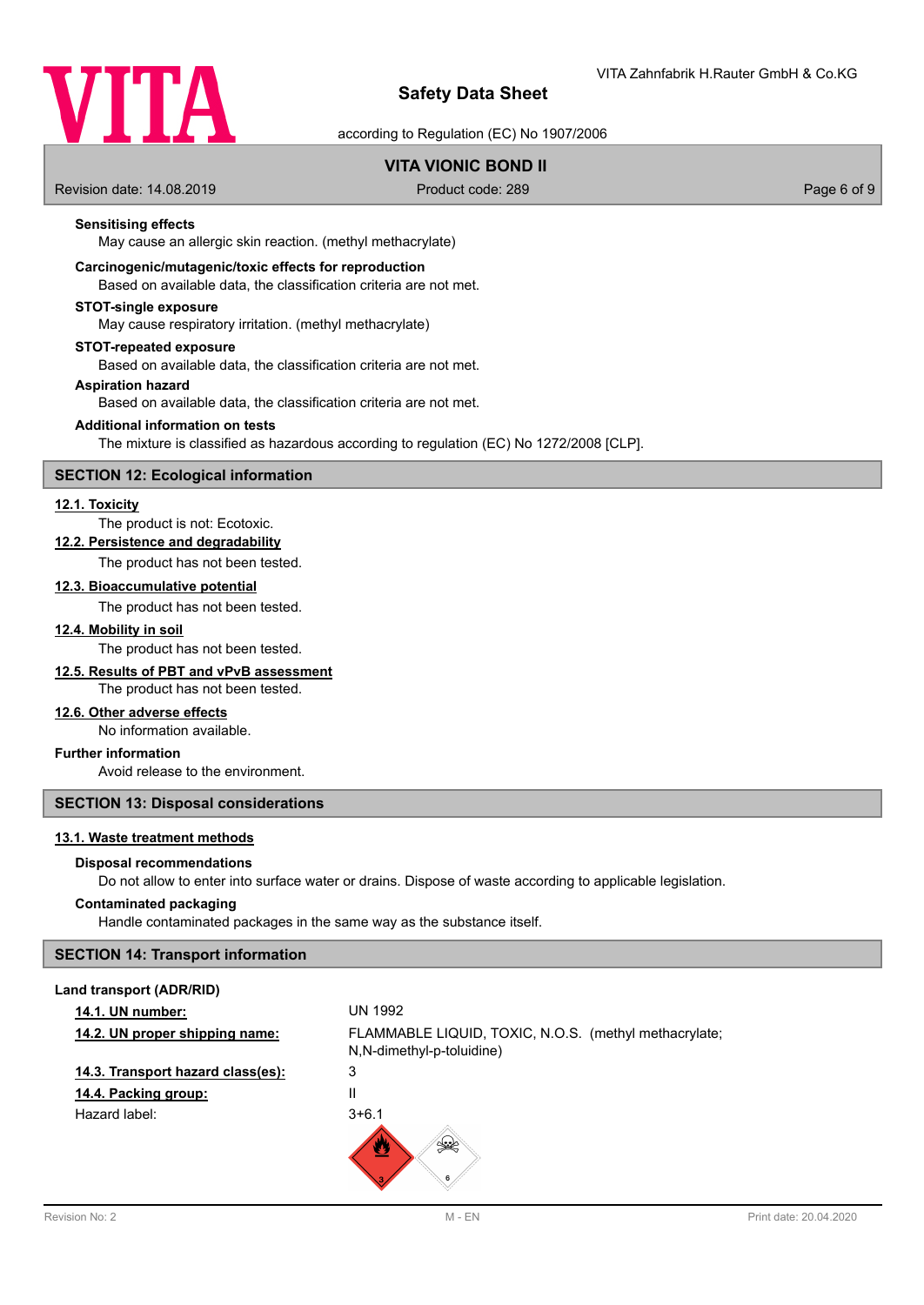**Sensitising effects**

May cause an allergic skin reaction. (methyl methacrylate)

**Carcinogenic/mutagenic/toxic effects for reproduction**

Based on available data, the classification criteria are not met.

**STOT-single exposure**

May cause respiratory irritation. (methyl methacrylate)

**STOT-repeated exposure**

Based on available data, the classification criteria are not met.

**Aspiration hazard**

Based on available data, the classification criteria are not met.

**Additional information on tests**

The mixture is classified as hazardous according to regulation (EC) No 1272/2008 [CLP].

## SECTION 12: Ecological information

**12.1. Toxicity**

The product is not: Ecotoxic.

**12.2. Persistence and degradability**

The product has not been tested.

**12.3. Bioaccumulative potential**

The product has not been tested.

**12.4. Mobility in soil**

The product has not been tested.

**12.5. Results of PBT and vPvB assessment**

The product has not been tested.

**12.6. Other adverse effects**

No information available.

**Further information**

Avoid release to the environment.

## SECTION 13: Disposal considerations

**13.1. Waste treatment methods**

**Disposal recommendations**

Do not allow to enter into surface water or drains. Dispose of waste according to applicable legislation.

**Contaminated packaging**

Handle contaminated packages in the same way as the substance itself.

## SECTION 14: Transport information

**Land transport (ADR/RID)**

| | |
|---|---|
| **14.1. UN number:** | UN 1992 |
| **14.2. UN proper shipping name:** | FLAMMABLE LIQUID, TOXIC, N.O.S. (methyl methacrylate; N,N-dimethyl-p-toluidine) |
| **14.3. Transport hazard class(es):** | 3 |
| **14.4. Packing group:** | II |
| Hazard label: | 3+6.1 |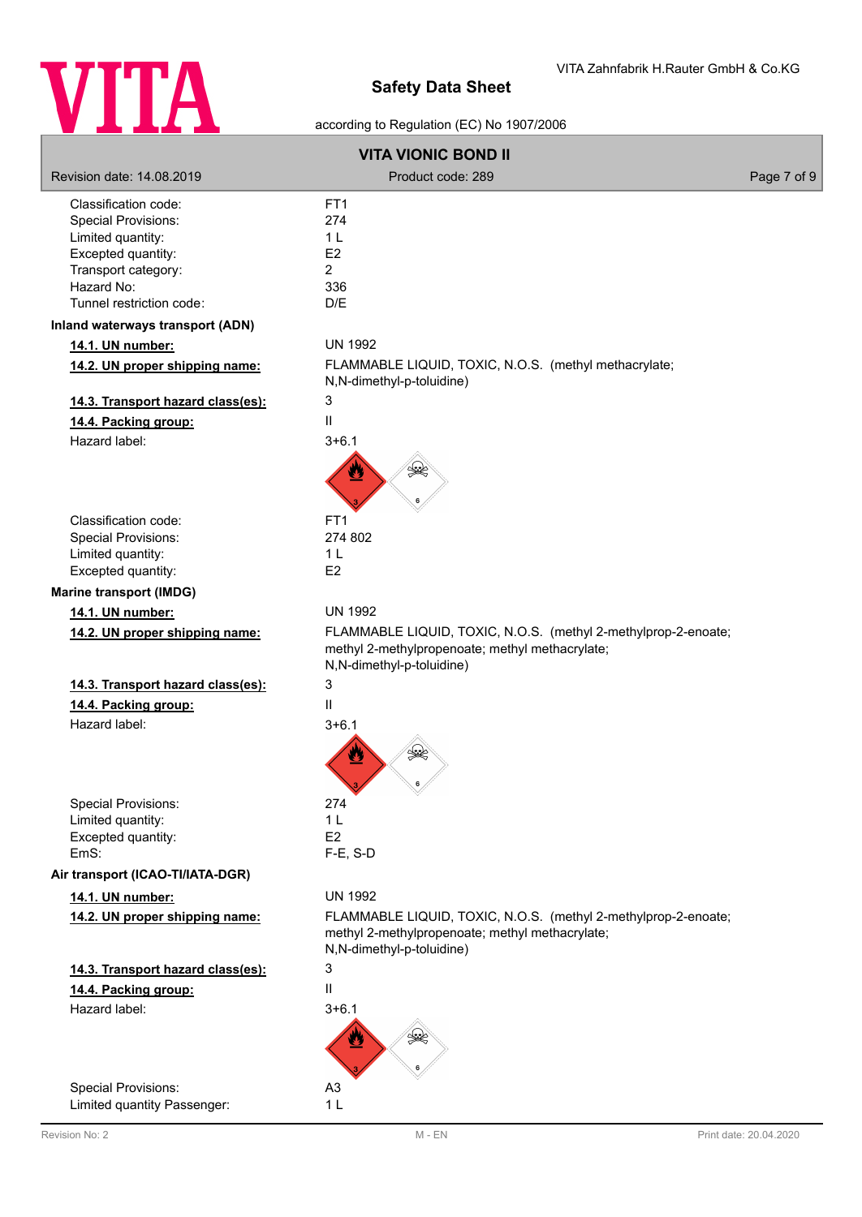| | |
|---|---|
| Classification code: | FT1 |
| Special Provisions: | 274 |
| Limited quantity: | 1 L |
| Excepted quantity: | E2 |
| Transport category: | 2 |
| Hazard No: | 336 |
| Tunnel restriction code: | D/E |

**Inland waterways transport (ADN)**

| | |
|---|---|
| **14.1. UN number:** | UN 1992 |
| **14.2. UN proper shipping name:** | FLAMMABLE LIQUID, TOXIC, N.O.S. (methyl methacrylate; N,N-dimethyl-p-toluidine) |
| **14.3. Transport hazard class(es):** | 3 |
| **14.4. Packing group:** | II |
| Hazard label: | 3+6.1 |
| Classification code: | FT1 |
| Special Provisions: | 274 802 |
| Limited quantity: | 1 L |
| Excepted quantity: | E2 |

**Marine transport (IMDG)**

| | |
|---|---|
| **14.1. UN number:** | UN 1992 |
| **14.2. UN proper shipping name:** | FLAMMABLE LIQUID, TOXIC, N.O.S. (methyl 2-methylprop-2-enoate; methyl 2-methylpropenoate; methyl methacrylate; N,N-dimethyl-p-toluidine) |
| **14.3. Transport hazard class(es):** | 3 |
| **14.4. Packing group:** | II |
| Hazard label: | 3+6.1 |
| Special Provisions: | 274 |
| Limited quantity: | 1 L |
| Excepted quantity: | E2 |
| EmS: | F-E, S-D |

**Air transport (ICAO-TI/IATA-DGR)**

| | |
|---|---|
| **14.1. UN number:** | UN 1992 |
| **14.2. UN proper shipping name:** | FLAMMABLE LIQUID, TOXIC, N.O.S. (methyl 2-methylprop-2-enoate; methyl 2-methylpropenoate; methyl methacrylate; N,N-dimethyl-p-toluidine) |
| **14.3. Transport hazard class(es):** | 3 |
| **14.4. Packing group:** | II |
| Hazard label: | 3+6.1 |
| Special Provisions: | A3 |
| Limited quantity Passenger: | 1 L |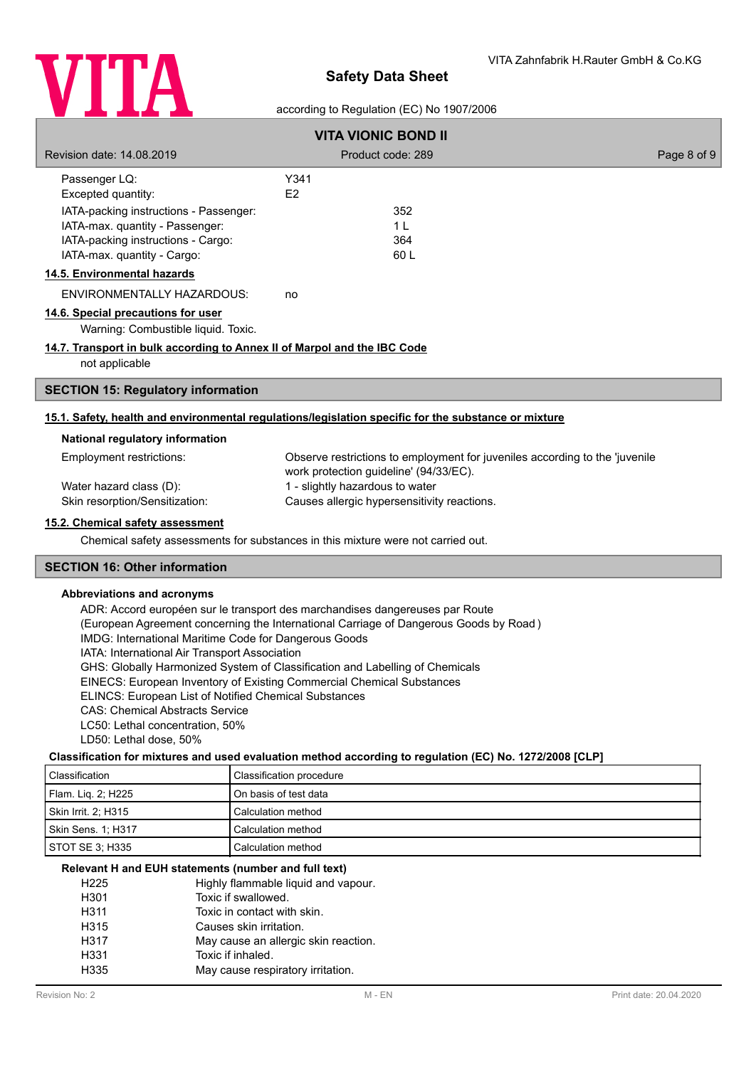| | |
|---|---|
| Passenger LQ: | Y341 |
| Excepted quantity: | E2 |
| IATA-packing instructions - Passenger: | 352 |
| IATA-max. quantity - Passenger: | 1 L |
| IATA-packing instructions - Cargo: | 364 |
| IATA-max. quantity - Cargo: | 60 L |

**14.5. Environmental hazards**

ENVIRONMENTALLY HAZARDOUS: no

**14.6. Special precautions for user**

Warning: Combustible liquid. Toxic.

**14.7. Transport in bulk according to Annex II of Marpol and the IBC Code**

not applicable

## SECTION 15: Regulatory information

**15.1. Safety, health and environmental regulations/legislation specific for the substance or mixture**

**National regulatory information**

| | |
|---|---|
| Employment restrictions: | Observe restrictions to employment for juveniles according to the 'juvenile work protection guideline' (94/33/EC). |
| Water hazard class (D): | 1 - slightly hazardous to water |
| Skin resorption/Sensitization: | Causes allergic hypersensitivity reactions. |

**15.2. Chemical safety assessment**

Chemical safety assessments for substances in this mixture were not carried out.

## SECTION 16: Other information

**Abbreviations and acronyms**

ADR: Accord européen sur le transport des marchandises dangereuses par Route
(European Agreement concerning the International Carriage of Dangerous Goods by Road )
IMDG: International Maritime Code for Dangerous Goods
IATA: International Air Transport Association
GHS: Globally Harmonized System of Classification and Labelling of Chemicals
EINECS: European Inventory of Existing Commercial Chemical Substances
ELINCS: European List of Notified Chemical Substances
CAS: Chemical Abstracts Service
LC50: Lethal concentration, 50%
LD50: Lethal dose, 50%

**Classification for mixtures and used evaluation method according to regulation (EC) No. 1272/2008 [CLP]**

| Classification | Classification procedure |
|---|---|
| Flam. Liq. 2; H225 | On basis of test data |
| Skin Irrit. 2; H315 | Calculation method |
| Skin Sens. 1; H317 | Calculation method |
| STOT SE 3; H335 | Calculation method |

**Relevant H and EUH statements (number and full text)**

| | |
|---|---|
| H225 | Highly flammable liquid and vapour. |
| H301 | Toxic if swallowed. |
| H311 | Toxic in contact with skin. |
| H315 | Causes skin irritation. |
| H317 | May cause an allergic skin reaction. |
| H331 | Toxic if inhaled. |
| H335 | May cause respiratory irritation. |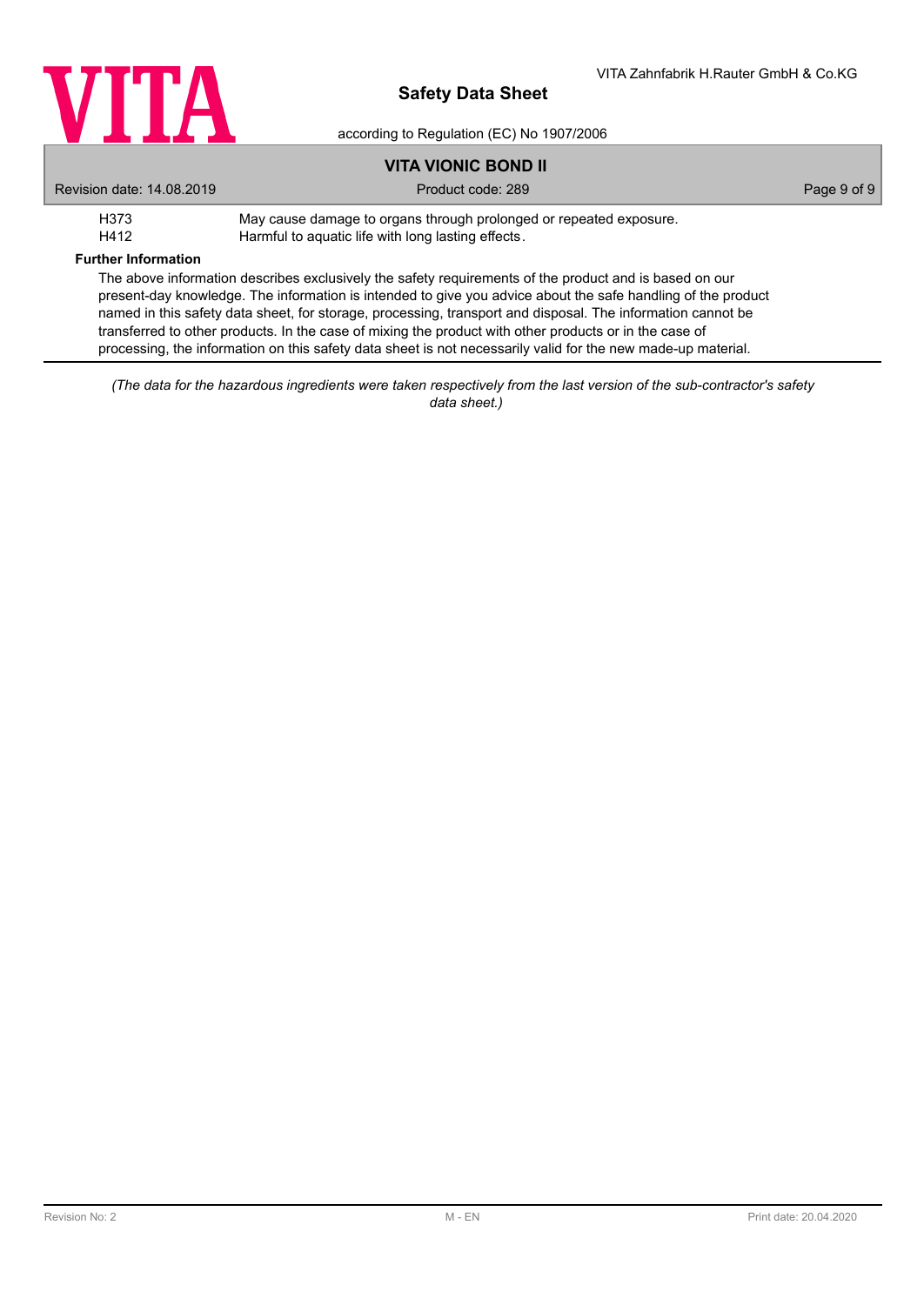| | |
|---|---|
| H373 | May cause damage to organs through prolonged or repeated exposure. |
| H412 | Harmful to aquatic life with long lasting effects. |

**Further Information**

The above information describes exclusively the safety requirements of the product and is based on our present-day knowledge. The information is intended to give you advice about the safe handling of the product named in this safety data sheet, for storage, processing, transport and disposal. The information cannot be transferred to other products. In the case of mixing the product with other products or in the case of processing, the information on this safety data sheet is not necessarily valid for the new made-up material.

*(The data for the hazardous ingredients were taken respectively from the last version of the sub-contractor's safety data sheet.)*